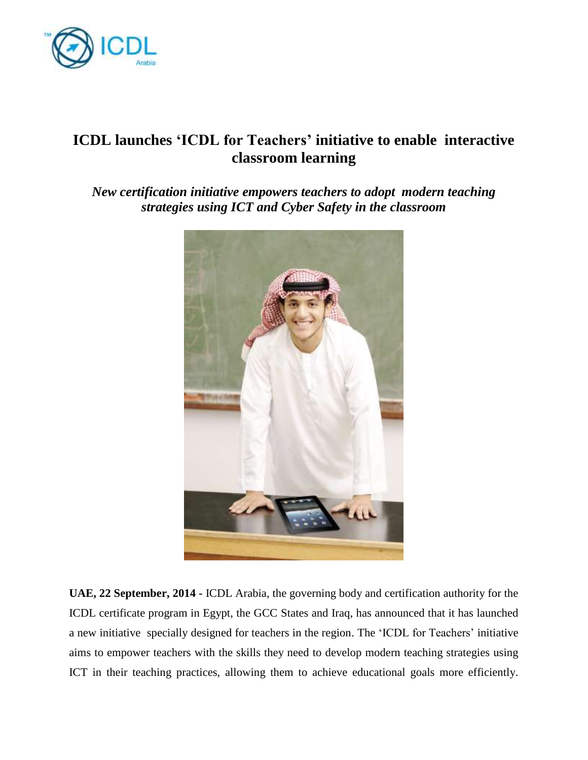# ICDL launches 'ICDL for Teachers' initiative to enable interactive classroom learning

***New certification initiative empowers teachers to adopt modern teaching strategies using ICT and Cyber Safety in the classroom***

**UAE, 22 September, 2014 -** ICDL Arabia, the governing body and certification authority for the ICDL certificate program in Egypt, the GCC States and Iraq, has announced that it has launched a new initiative specially designed for teachers in the region. The 'ICDL for Teachers' initiative aims to empower teachers with the skills they need to develop modern teaching strategies using ICT in their teaching practices, allowing them to achieve educational goals more efficiently.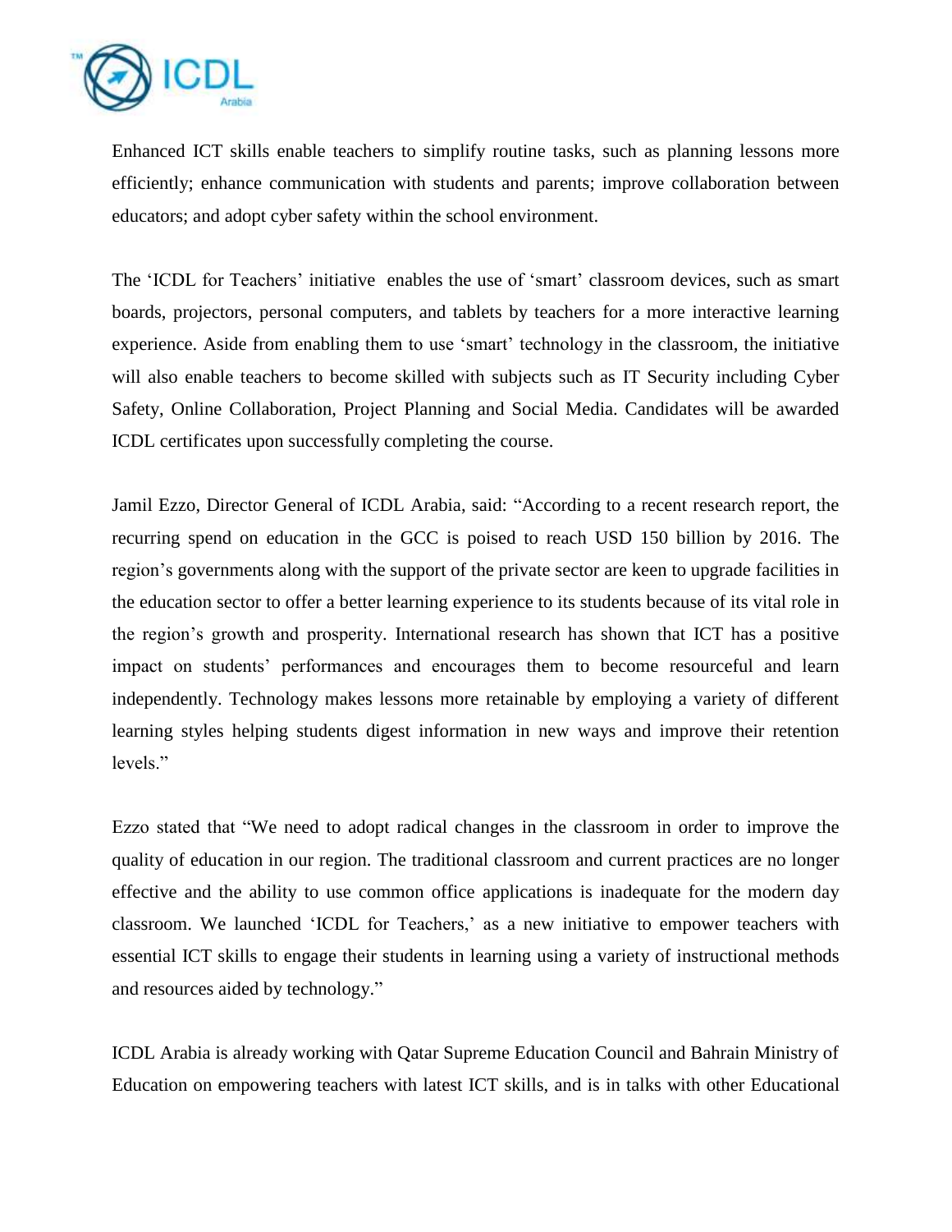Enhanced ICT skills enable teachers to simplify routine tasks, such as planning lessons more efficiently; enhance communication with students and parents; improve collaboration between educators; and adopt cyber safety within the school environment.

The 'ICDL for Teachers' initiative enables the use of 'smart' classroom devices, such as smart boards, projectors, personal computers, and tablets by teachers for a more interactive learning experience. Aside from enabling them to use 'smart' technology in the classroom, the initiative will also enable teachers to become skilled with subjects such as IT Security including Cyber Safety, Online Collaboration, Project Planning and Social Media. Candidates will be awarded ICDL certificates upon successfully completing the course.

Jamil Ezzo, Director General of ICDL Arabia, said: "According to a recent research report, the recurring spend on education in the GCC is poised to reach USD 150 billion by 2016. The region's governments along with the support of the private sector are keen to upgrade facilities in the education sector to offer a better learning experience to its students because of its vital role in the region's growth and prosperity. International research has shown that ICT has a positive impact on students' performances and encourages them to become resourceful and learn independently. Technology makes lessons more retainable by employing a variety of different learning styles helping students digest information in new ways and improve their retention levels."

Ezzo stated that "We need to adopt radical changes in the classroom in order to improve the quality of education in our region. The traditional classroom and current practices are no longer effective and the ability to use common office applications is inadequate for the modern day classroom. We launched 'ICDL for Teachers,' as a new initiative to empower teachers with essential ICT skills to engage their students in learning using a variety of instructional methods and resources aided by technology."

ICDL Arabia is already working with Qatar Supreme Education Council and Bahrain Ministry of Education on empowering teachers with latest ICT skills, and is in talks with other Educational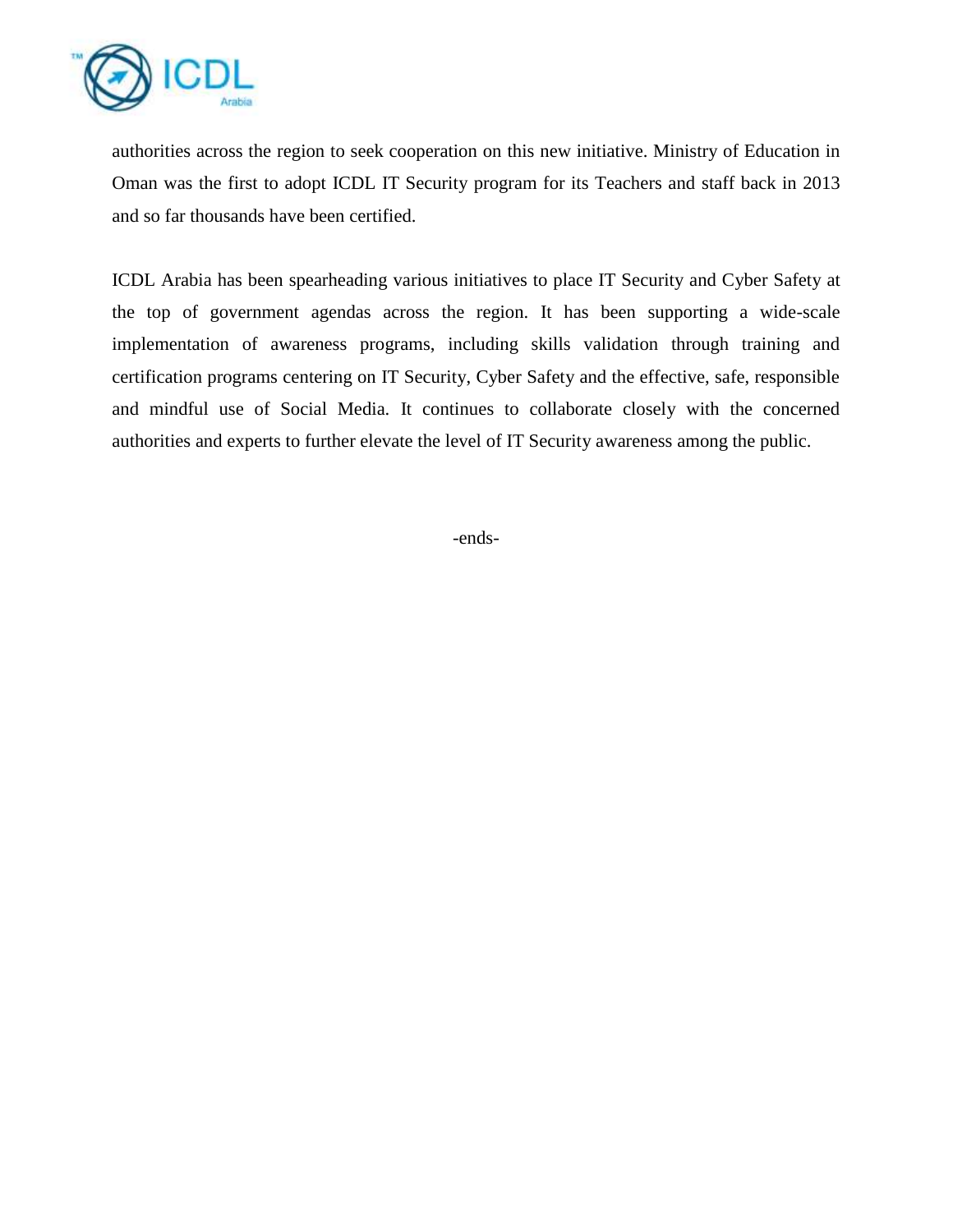authorities across the region to seek cooperation on this new initiative. Ministry of Education in Oman was the first to adopt ICDL IT Security program for its Teachers and staff back in 2013 and so far thousands have been certified.

ICDL Arabia has been spearheading various initiatives to place IT Security and Cyber Safety at the top of government agendas across the region. It has been supporting a wide-scale implementation of awareness programs, including skills validation through training and certification programs centering on IT Security, Cyber Safety and the effective, safe, responsible and mindful use of Social Media. It continues to collaborate closely with the concerned authorities and experts to further elevate the level of IT Security awareness among the public.

-ends-